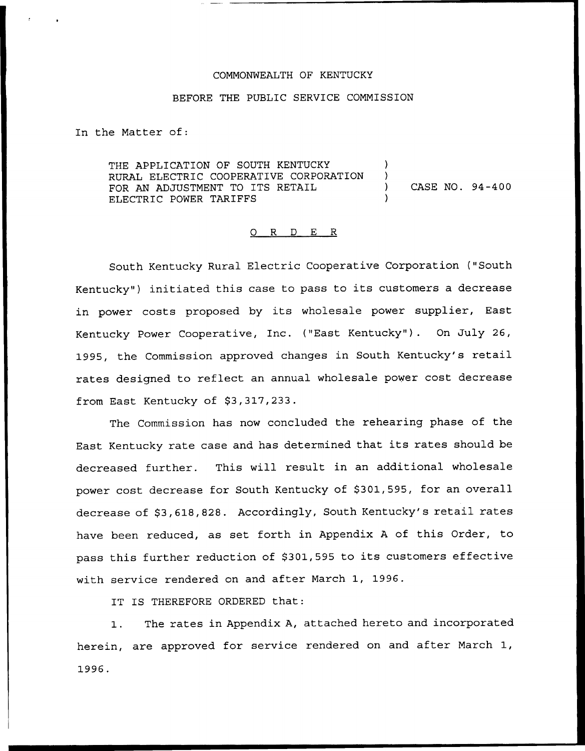COMMONWEALTH OF KENTUCKY

BEFORE THE PUBLIC SERVICE COMMISSION

In the Matter of:

| | | |
|---|---|---|
| THE APPLICATION OF SOUTH KENTUCKY RURAL ELECTRIC COOPERATIVE CORPORATION FOR AN ADJUSTMENT TO ITS RETAIL ELECTRIC POWER TARIFFS | ) | CASE NO. 94-400 |

O R D E R

South Kentucky Rural Electric Cooperative Corporation ("South Kentucky") initiated this case to pass to its customers a decrease in power costs proposed by its wholesale power supplier, East Kentucky Power Cooperative, Inc. ("East Kentucky"). On July 26, 1995, the Commission approved changes in South Kentucky's retail rates designed to reflect an annual wholesale power cost decrease from East Kentucky of $3,317,233.

The Commission has now concluded the rehearing phase of the East Kentucky rate case and has determined that its rates should be decreased further. This will result in an additional wholesale power cost decrease for South Kentucky of $301,595, for an overall decrease of $3,618,828. Accordingly, South Kentucky's retail rates have been reduced, as set forth in Appendix A of this Order, to pass this further reduction of $301,595 to its customers effective with service rendered on and after March 1, 1996.

IT IS THEREFORE ORDERED that:

1. The rates in Appendix A, attached hereto and incorporated herein, are approved for service rendered on and after March 1, 1996.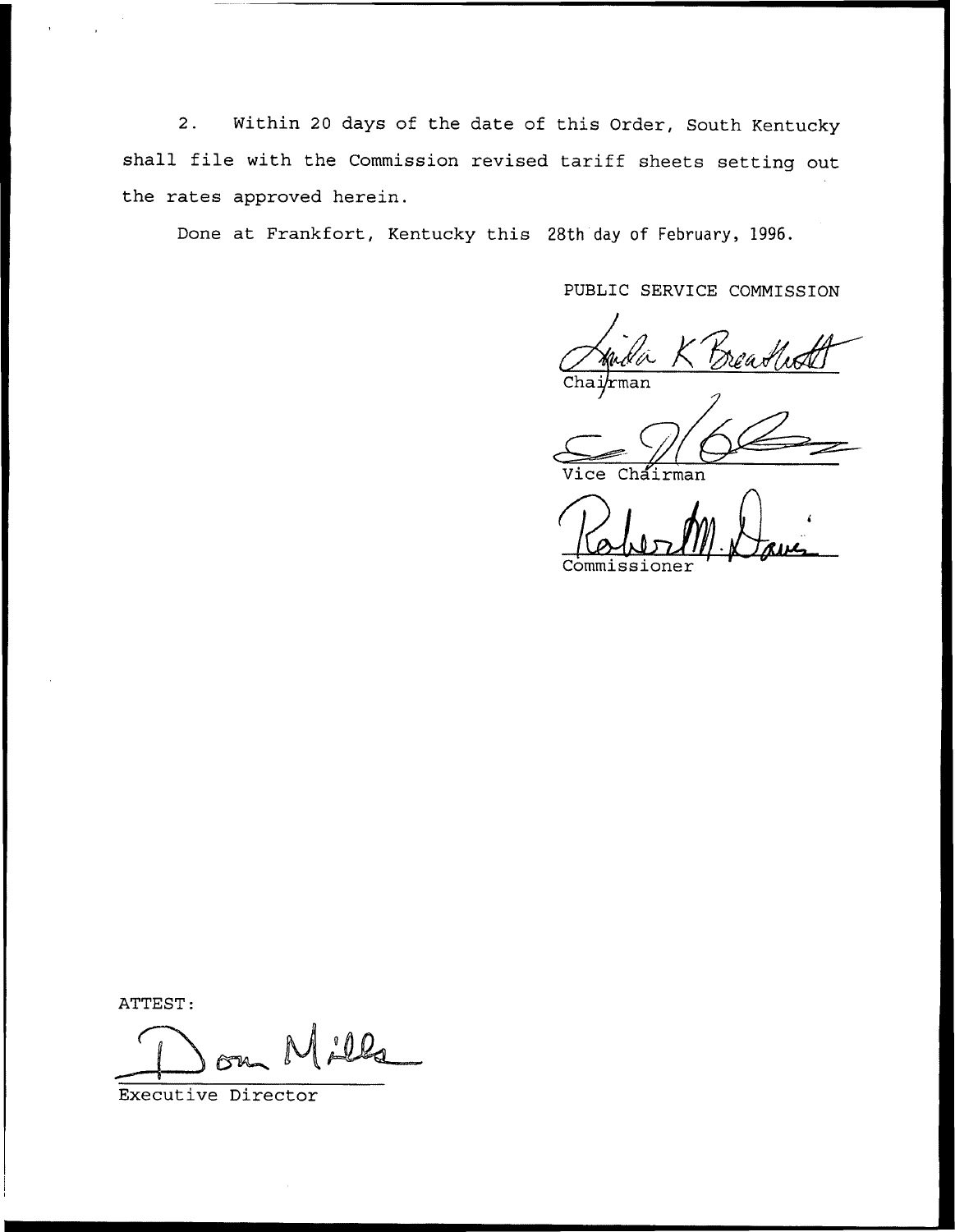2. Within 20 days of the date of this Order, South Kentucky shall file with the Commission revised tariff sheets setting out the rates approved herein.

Done at Frankfort, Kentucky this 28th day of February, 1996.

PUBLIC SERVICE COMMISSION

Linda K Breathitt
Chairman

Vice Chairman

Robert M. Davis
Commissioner

ATTEST:

Don Mills
Executive Director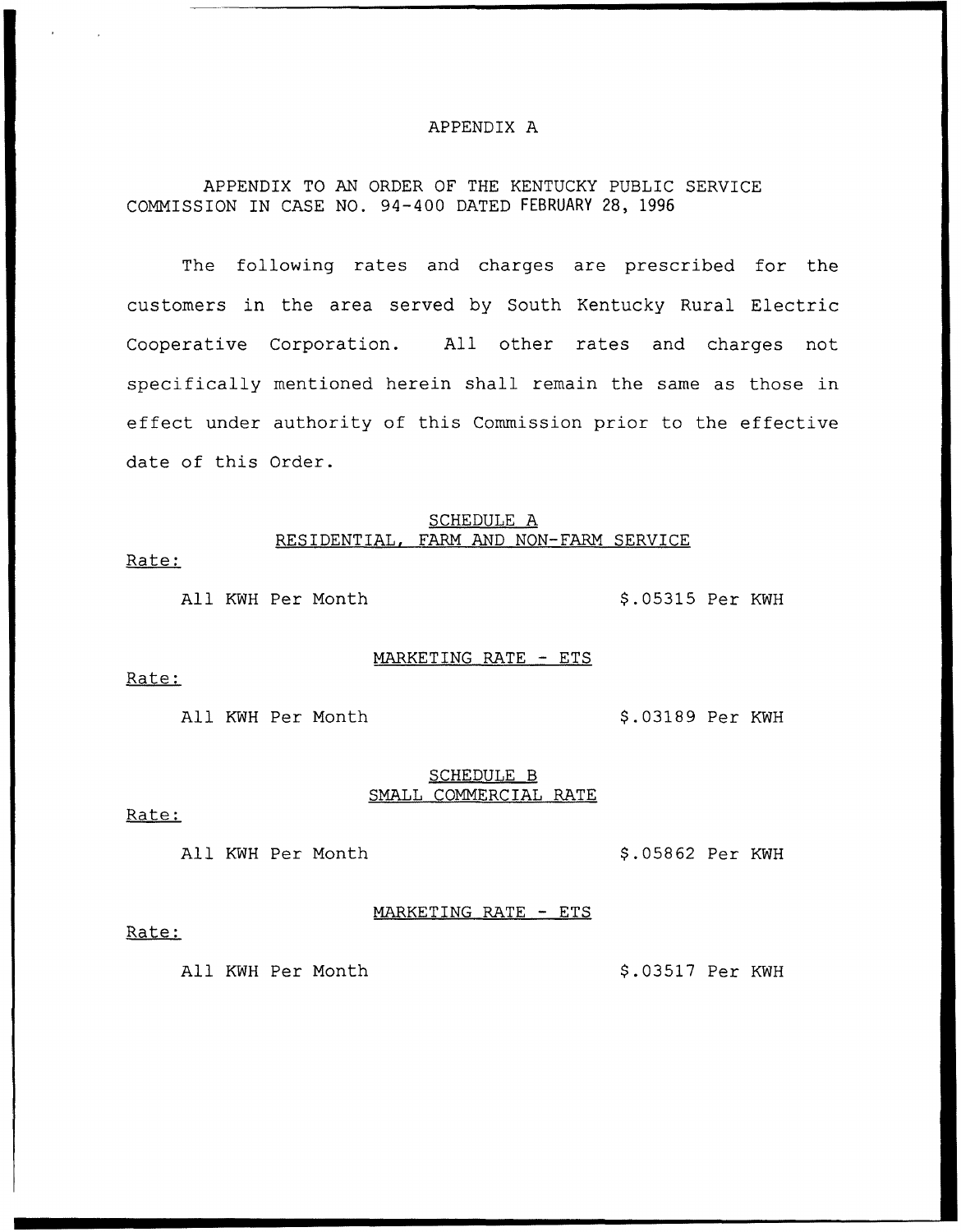# APPENDIX A

APPENDIX TO AN ORDER OF THE KENTUCKY PUBLIC SERVICE COMMISSION IN CASE NO. 94-400 DATED FEBRUARY 28, 1996

The following rates and charges are prescribed for the customers in the area served by South Kentucky Rural Electric Cooperative Corporation. All other rates and charges not specifically mentioned herein shall remain the same as those in effect under authority of this Commission prior to the effective date of this Order.

## SCHEDULE A
## RESIDENTIAL, FARM AND NON-FARM SERVICE

Rate:

All KWH Per Month $.05315 Per KWH

### MARKETING RATE - ETS

Rate:

All KWH Per Month $.03189 Per KWH

## SCHEDULE B
## SMALL COMMERCIAL RATE

Rate:

All KWH Per Month $.05862 Per KWH

### MARKETING RATE - ETS

Rate:

All KWH Per Month $.03517 Per KWH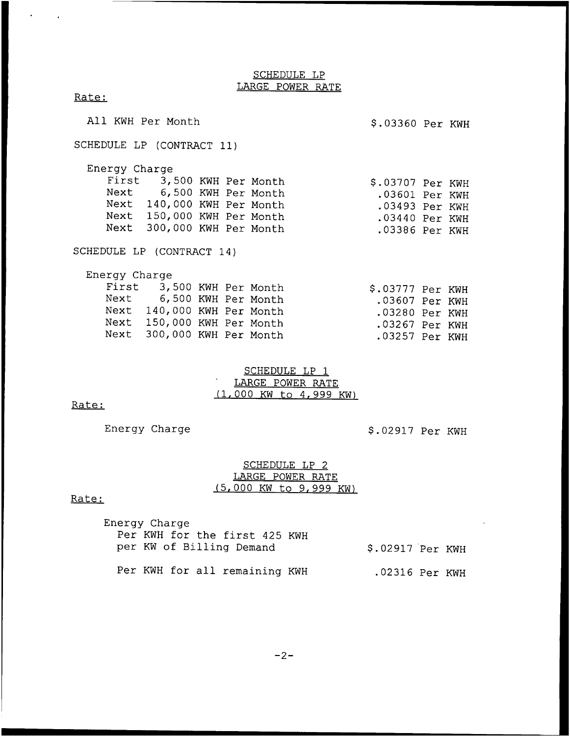## SCHEDULE LP
## LARGE POWER RATE

Rate:

| | |
|---|---|
| All KWH Per Month | $.03360 Per KWH |

SCHEDULE LP (CONTRACT 11)

Energy Charge

| | |
|---|---|
| First 3,500 KWH Per Month | $.03707 Per KWH |
| Next 6,500 KWH Per Month | .03601 Per KWH |
| Next 140,000 KWH Per Month | .03493 Per KWH |
| Next 150,000 KWH Per Month | .03440 Per KWH |
| Next 300,000 KWH Per Month | .03386 Per KWH |

SCHEDULE LP (CONTRACT 14)

Energy Charge

| | |
|---|---|
| First 3,500 KWH Per Month | $.03777 Per KWH |
| Next 6,500 KWH Per Month | .03607 Per KWH |
| Next 140,000 KWH Per Month | .03280 Per KWH |
| Next 150,000 KWH Per Month | .03267 Per KWH |
| Next 300,000 KWH Per Month | .03257 Per KWH |

## SCHEDULE LP 1
## LARGE POWER RATE
## (1,000 KW to 4,999 KW)

Rate:

| | |
|---|---|
| Energy Charge | $.02917 Per KWH |

## SCHEDULE LP 2
## LARGE POWER RATE
## (5,000 KW to 9,999 KW)

Rate:

Energy Charge

| | |
|---|---|
| Per KWH for the first 425 KWH per KW of Billing Demand | $.02917 Per KWH |
| Per KWH for all remaining KWH | .02316 Per KWH |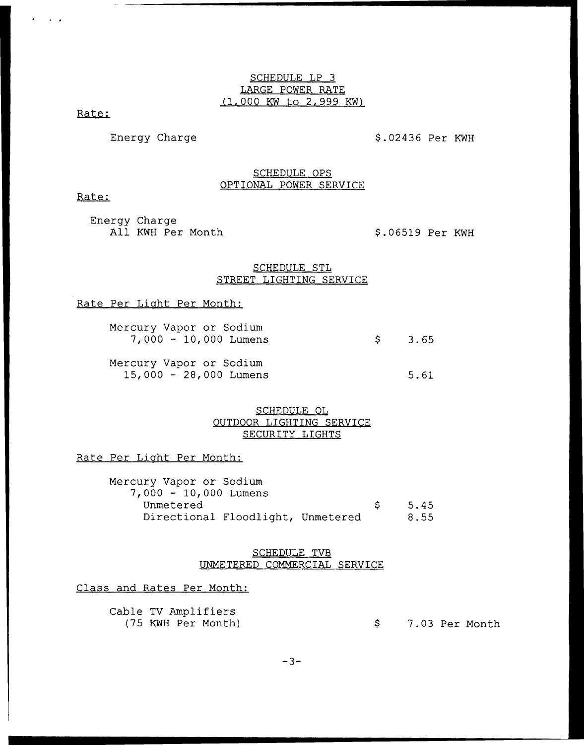## SCHEDULE LP 3
## LARGE POWER RATE
## (1,000 KW to 2,999 KW)

Rate:

| | |
|---|---|
| Energy Charge | $.02436 Per KWH |

## SCHEDULE OPS
## OPTIONAL POWER SERVICE

Rate:

| | |
|---|---|
| Energy Charge<br>All KWH Per Month | $.06519 Per KWH |

## SCHEDULE STL
## STREET LIGHTING SERVICE

Rate Per Light Per Month:

| | |
|---|---|
| Mercury Vapor or Sodium<br>7,000 - 10,000 Lumens | $ 3.65 |
| Mercury Vapor or Sodium<br>15,000 - 28,000 Lumens | 5.61 |

## SCHEDULE OL
## OUTDOOR LIGHTING SERVICE
## SECURITY LIGHTS

Rate Per Light Per Month:

| | |
|---|---|
| Mercury Vapor or Sodium<br>7,000 - 10,000 Lumens | |
| Unmetered | $ 5.45 |
| Directional Floodlight, Unmetered | 8.55 |

## SCHEDULE TVB
## UNMETERED COMMERCIAL SERVICE

Class and Rates Per Month:

| | |
|---|---|
| Cable TV Amplifiers<br>(75 KWH Per Month) | $ 7.03 Per Month |